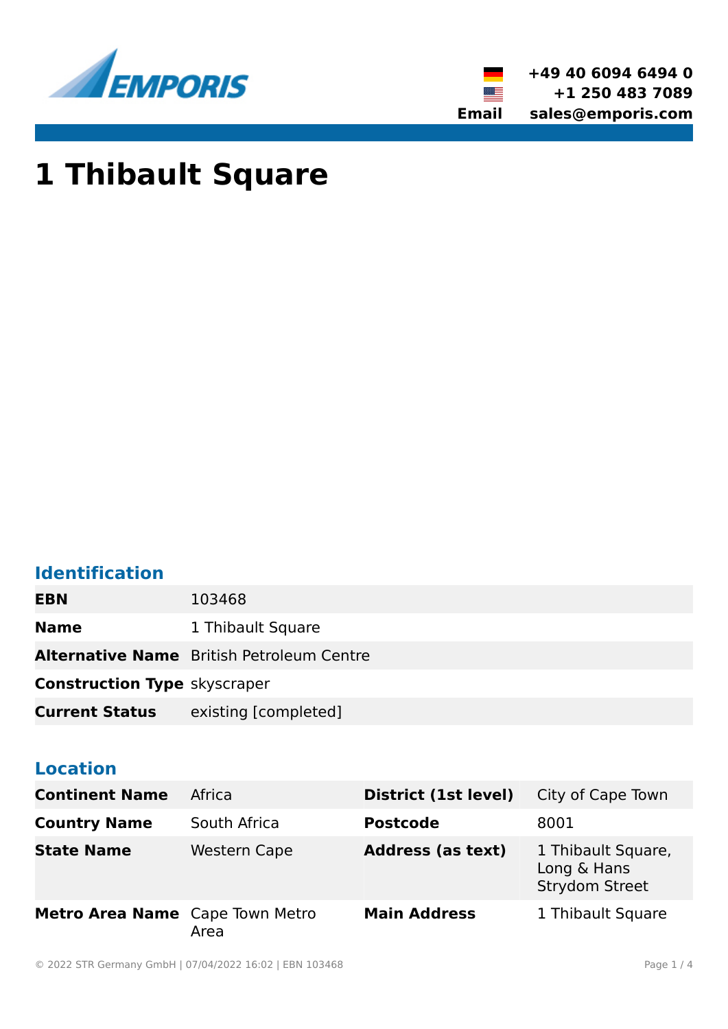+49 40 6094 6494 0
+1 250 483 7089
**Email** sales@emporis.com

# 1 Thibault Square

## Identification

| | |
|---|---|
| **EBN** | 103468 |
| **Name** | 1 Thibault Square |
| **Alternative Name** | British Petroleum Centre |
| **Construction Type** | skyscraper |
| **Current Status** | existing [completed] |

## Location

| | | | |
|---|---|---|---|
| **Continent Name** | Africa | **District (1st level)** | City of Cape Town |
| **Country Name** | South Africa | **Postcode** | 8001 |
| **State Name** | Western Cape | **Address (as text)** | 1 Thibault Square, Long & Hans Strydom Street |
| **Metro Area Name** | Cape Town Metro Area | **Main Address** | 1 Thibault Square |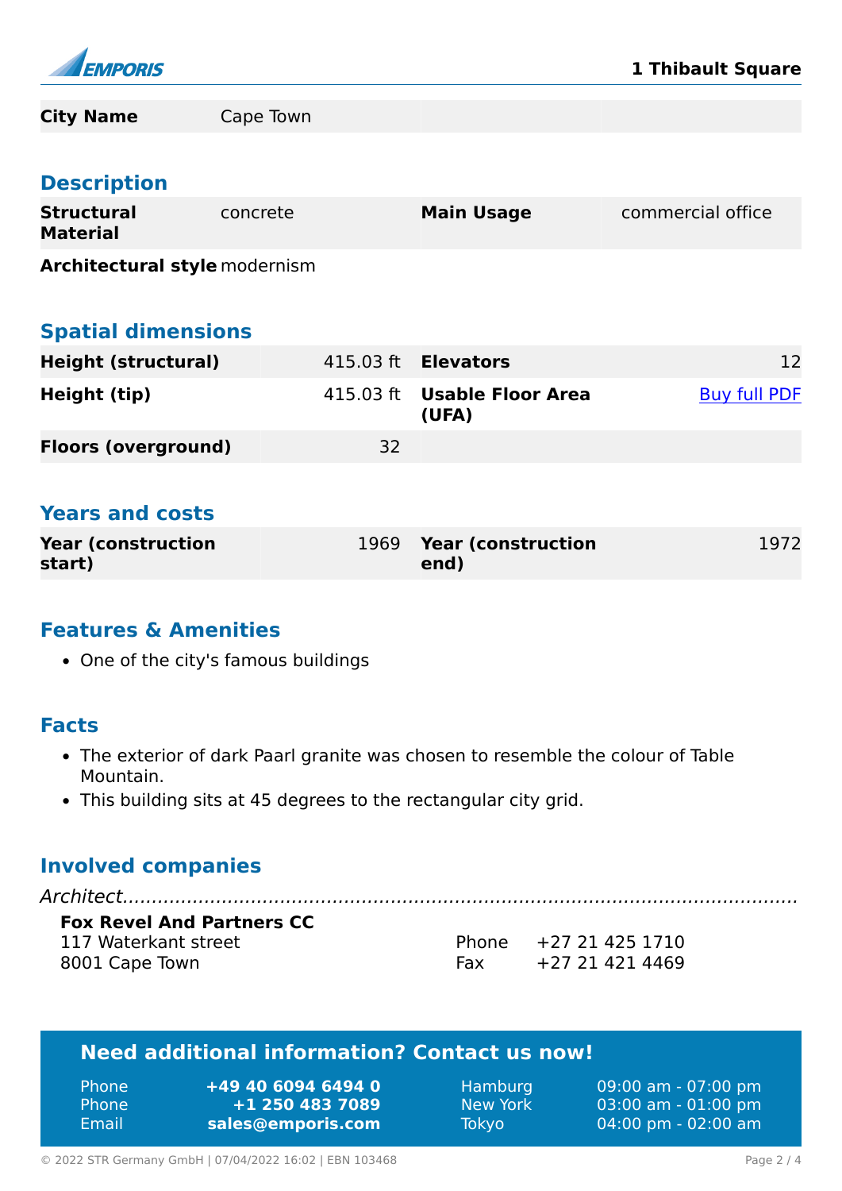| City Name | Cape Town | | |
|---|---|---|---|

## Description

| Structural Material | concrete | Main Usage | commercial office |
|---|---|---|---|
| Architectural style | modernism | | |

## Spatial dimensions

| Height (structural) | 415.03 ft | Elevators | 12 |
|---|---|---|---|
| Height (tip) | 415.03 ft | Usable Floor Area (UFA) | Buy full PDF |
| Floors (overground) | 32 | | |

## Years and costs

| Year (construction start) | 1969 | Year (construction end) | 1972 |
|---|---|---|---|

## Features & Amenities

- One of the city's famous buildings

## Facts

- The exterior of dark Paarl granite was chosen to resemble the colour of Table Mountain.
- This building sits at 45 degrees to the rectangular city grid.

## Involved companies

*Architect*

**Fox Revel And Partners CC**
117 Waterkant street
8001 Cape Town

Phone +27 21 425 1710
Fax +27 21 421 4469

## Need additional information? Contact us now!

| | | | |
|---|---|---|---|
| Phone | **+49 40 6094 6494 0** | Hamburg | 09:00 am - 07:00 pm |
| Phone | **+1 250 483 7089** | New York | 03:00 am - 01:00 pm |
| Email | **sales@emporis.com** | Tokyo | 04:00 pm - 02:00 am |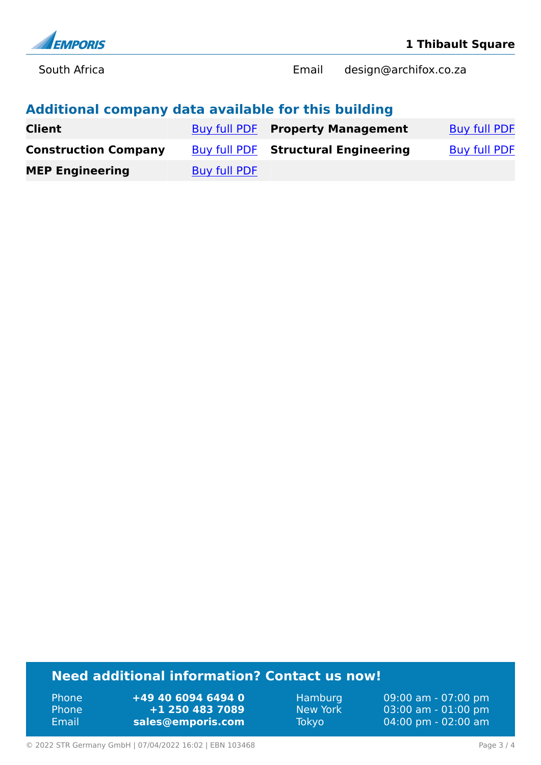| South Africa | Email | design@archifox.co.za |
|---|---|---|

## Additional company data available for this building

| | | | |
|---|---|---|---|
| **Client** | Buy full PDF | **Property Management** | Buy full PDF |
| **Construction Company** | Buy full PDF | **Structural Engineering** | Buy full PDF |
| **MEP Engineering** | Buy full PDF | | |

## Need additional information? Contact us now!

| | | | |
|---|---|---|---|
| Phone | **+49 40 6094 6494 0** | Hamburg | 09:00 am - 07:00 pm |
| Phone | **+1 250 483 7089** | New York | 03:00 am - 01:00 pm |
| Email | **sales@emporis.com** | Tokyo | 04:00 pm - 02:00 am |

© 2022 STR Germany GmbH | 07/04/2022 16:02 | EBN 103468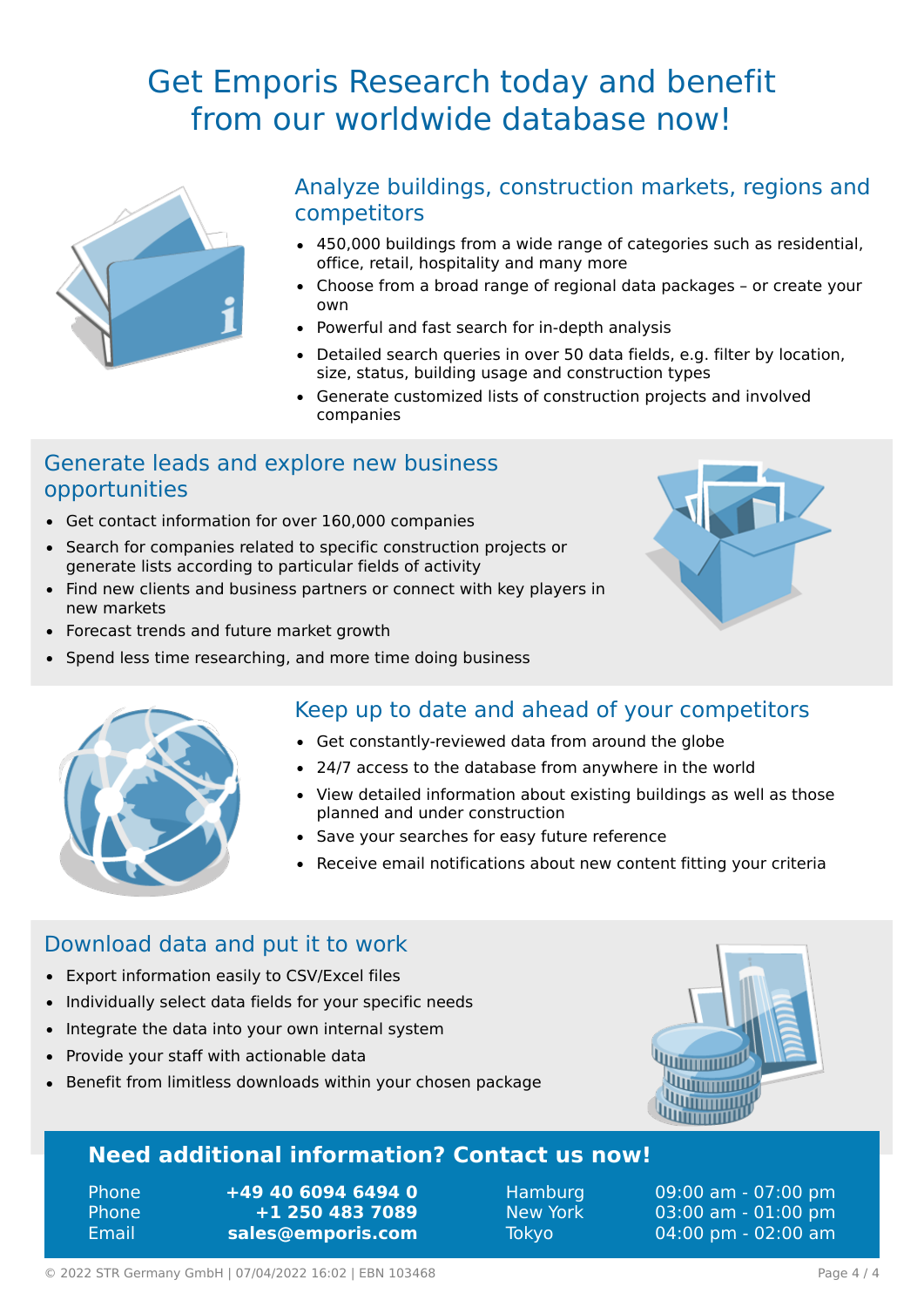# Get Emporis Research today and benefit from our worldwide database now!

## Analyze buildings, construction markets, regions and competitors

- 450,000 buildings from a wide range of categories such as residential, office, retail, hospitality and many more
- Choose from a broad range of regional data packages – or create your own
- Powerful and fast search for in-depth analysis
- Detailed search queries in over 50 data fields, e.g. filter by location, size, status, building usage and construction types
- Generate customized lists of construction projects and involved companies

## Generate leads and explore new business opportunities

- Get contact information for over 160,000 companies
- Search for companies related to specific construction projects or generate lists according to particular fields of activity
- Find new clients and business partners or connect with key players in new markets
- Forecast trends and future market growth
- Spend less time researching, and more time doing business

## Keep up to date and ahead of your competitors

- Get constantly-reviewed data from around the globe
- 24/7 access to the database from anywhere in the world
- View detailed information about existing buildings as well as those planned and under construction
- Save your searches for easy future reference
- Receive email notifications about new content fitting your criteria

## Download data and put it to work

- Export information easily to CSV/Excel files
- Individually select data fields for your specific needs
- Integrate the data into your own internal system
- Provide your staff with actionable data
- Benefit from limitless downloads within your chosen package

## Need additional information? Contact us now!

| | | | |
|---|---|---|---|
| Phone | **+49 40 6094 6494 0** | Hamburg | 09:00 am - 07:00 pm |
| Phone | **+1 250 483 7089** | New York | 03:00 am - 01:00 pm |
| Email | **sales@emporis.com** | Tokyo | 04:00 pm - 02:00 am |

© 2022 STR Germany GmbH | 07/04/2022 16:02 | EBN 103468